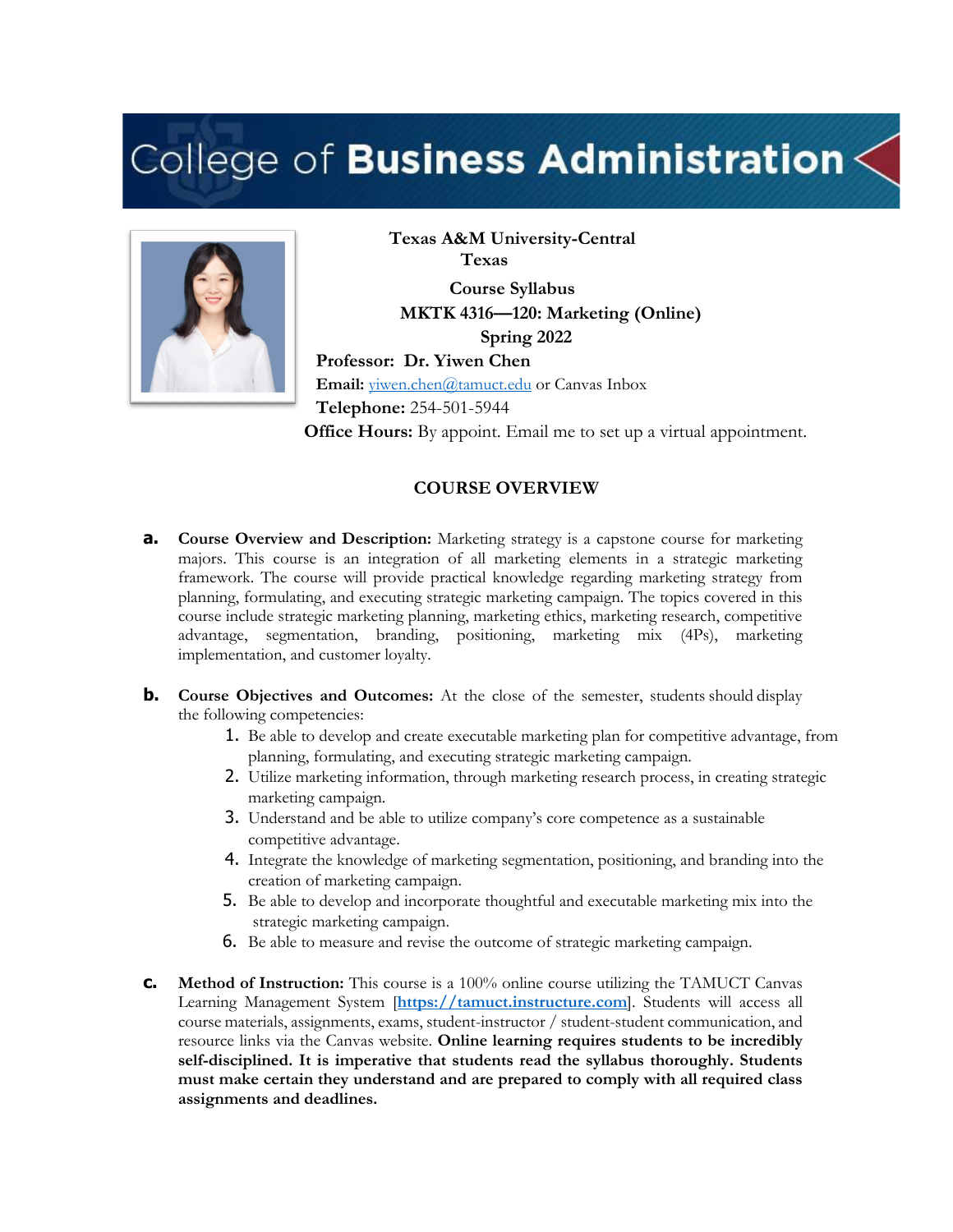College of **Business Administration**

**Texas A&M University-Central Texas**

**Course Syllabus**

**MKTK 4316—120: Marketing (Online)**

**Spring 2022**

**Professor: Dr. Yiwen Chen**

**Email:** yiwen.chen@tamuct.edu or Canvas Inbox

**Telephone:** 254-501-5944

**Office Hours:** By appoint. Email me to set up a virtual appointment.

## COURSE OVERVIEW

**a. Course Overview and Description:** Marketing strategy is a capstone course for marketing majors. This course is an integration of all marketing elements in a strategic marketing framework. The course will provide practical knowledge regarding marketing strategy from planning, formulating, and executing strategic marketing campaign. The topics covered in this course include strategic marketing planning, marketing ethics, marketing research, competitive advantage, segmentation, branding, positioning, marketing mix (4Ps), marketing implementation, and customer loyalty.

**b. Course Objectives and Outcomes:** At the close of the semester, students should display the following competencies:

1. Be able to develop and create executable marketing plan for competitive advantage, from planning, formulating, and executing strategic marketing campaign.
2. Utilize marketing information, through marketing research process, in creating strategic marketing campaign.
3. Understand and be able to utilize company's core competence as a sustainable competitive advantage.
4. Integrate the knowledge of marketing segmentation, positioning, and branding into the creation of marketing campaign.
5. Be able to develop and incorporate thoughtful and executable marketing mix into the strategic marketing campaign.
6. Be able to measure and revise the outcome of strategic marketing campaign.

**c. Method of Instruction:** This course is a 100% online course utilizing the TAMUCT Canvas Learning Management System [**https://tamuct.instructure.com**]. Students will access all course materials, assignments, exams, student-instructor / student-student communication, and resource links via the Canvas website. **Online learning requires students to be incredibly self-disciplined. It is imperative that students read the syllabus thoroughly. Students must make certain they understand and are prepared to comply with all required class assignments and deadlines.**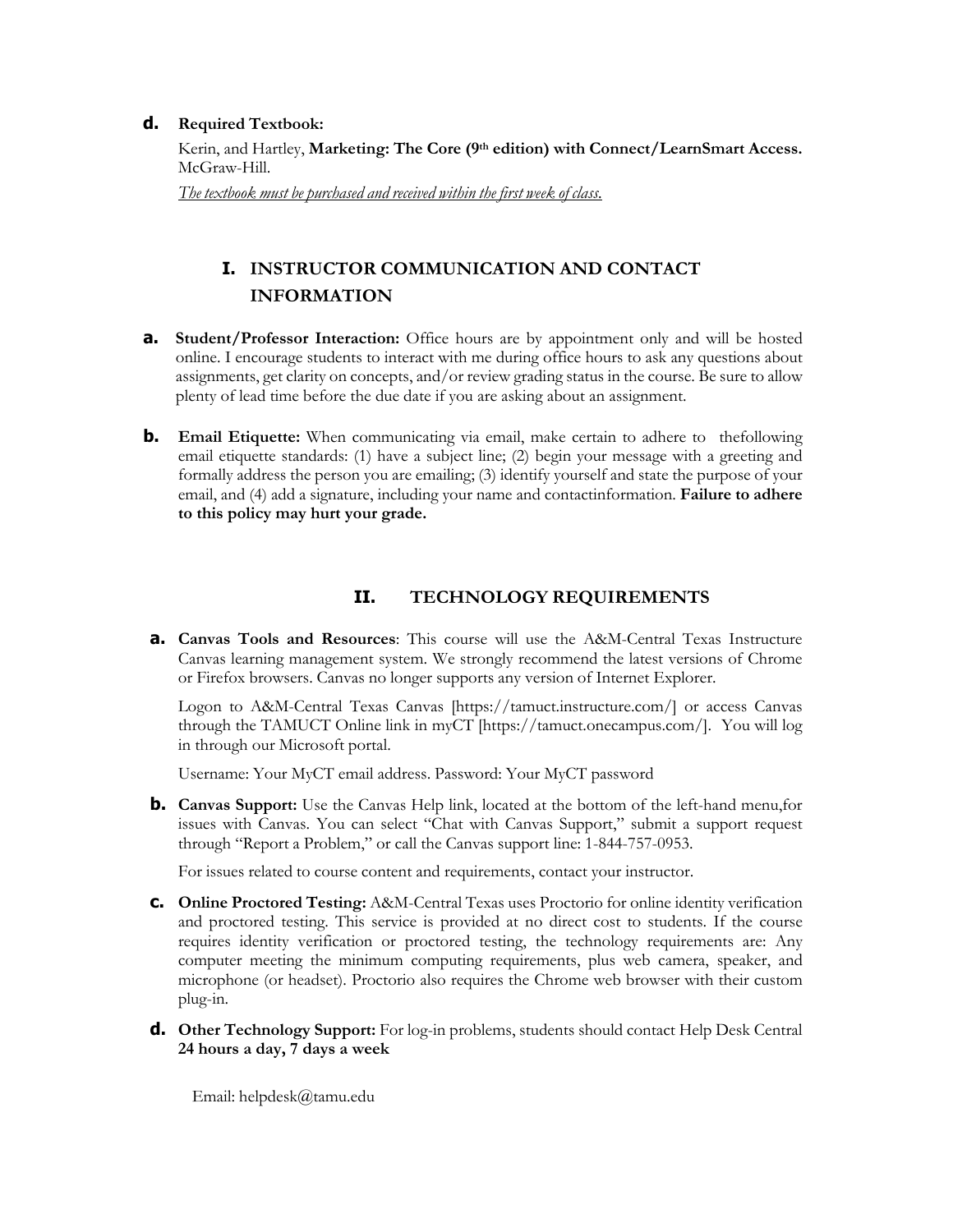**d. Required Textbook:**

Kerin, and Hartley, **Marketing: The Core (9th edition) with Connect/LearnSmart Access.** McGraw-Hill.

*The textbook must be purchased and received within the first week of class.*

## I. INSTRUCTOR COMMUNICATION AND CONTACT INFORMATION

**a. Student/Professor Interaction:** Office hours are by appointment only and will be hosted online. I encourage students to interact with me during office hours to ask any questions about assignments, get clarity on concepts, and/or review grading status in the course. Be sure to allow plenty of lead time before the due date if you are asking about an assignment.

**b. Email Etiquette:** When communicating via email, make certain to adhere to thefollowing email etiquette standards: (1) have a subject line; (2) begin your message with a greeting and formally address the person you are emailing; (3) identify yourself and state the purpose of your email, and (4) add a signature, including your name and contactinformation. **Failure to adhere to this policy may hurt your grade.**

## II. TECHNOLOGY REQUIREMENTS

**a. Canvas Tools and Resources**: This course will use the A&M-Central Texas Instructure Canvas learning management system. We strongly recommend the latest versions of Chrome or Firefox browsers. Canvas no longer supports any version of Internet Explorer.

Logon to A&M-Central Texas Canvas [https://tamuct.instructure.com/] or access Canvas through the TAMUCT Online link in myCT [https://tamuct.onecampus.com/]. You will log in through our Microsoft portal.

Username: Your MyCT email address. Password: Your MyCT password

**b. Canvas Support:** Use the Canvas Help link, located at the bottom of the left-hand menu,for issues with Canvas. You can select "Chat with Canvas Support," submit a support request through "Report a Problem," or call the Canvas support line: 1-844-757-0953.

For issues related to course content and requirements, contact your instructor.

**c. Online Proctored Testing:** A&M-Central Texas uses Proctorio for online identity verification and proctored testing. This service is provided at no direct cost to students. If the course requires identity verification or proctored testing, the technology requirements are: Any computer meeting the minimum computing requirements, plus web camera, speaker, and microphone (or headset). Proctorio also requires the Chrome web browser with their custom plug-in.

**d. Other Technology Support:** For log-in problems, students should contact Help Desk Central **24 hours a day, 7 days a week**

Email: helpdesk@tamu.edu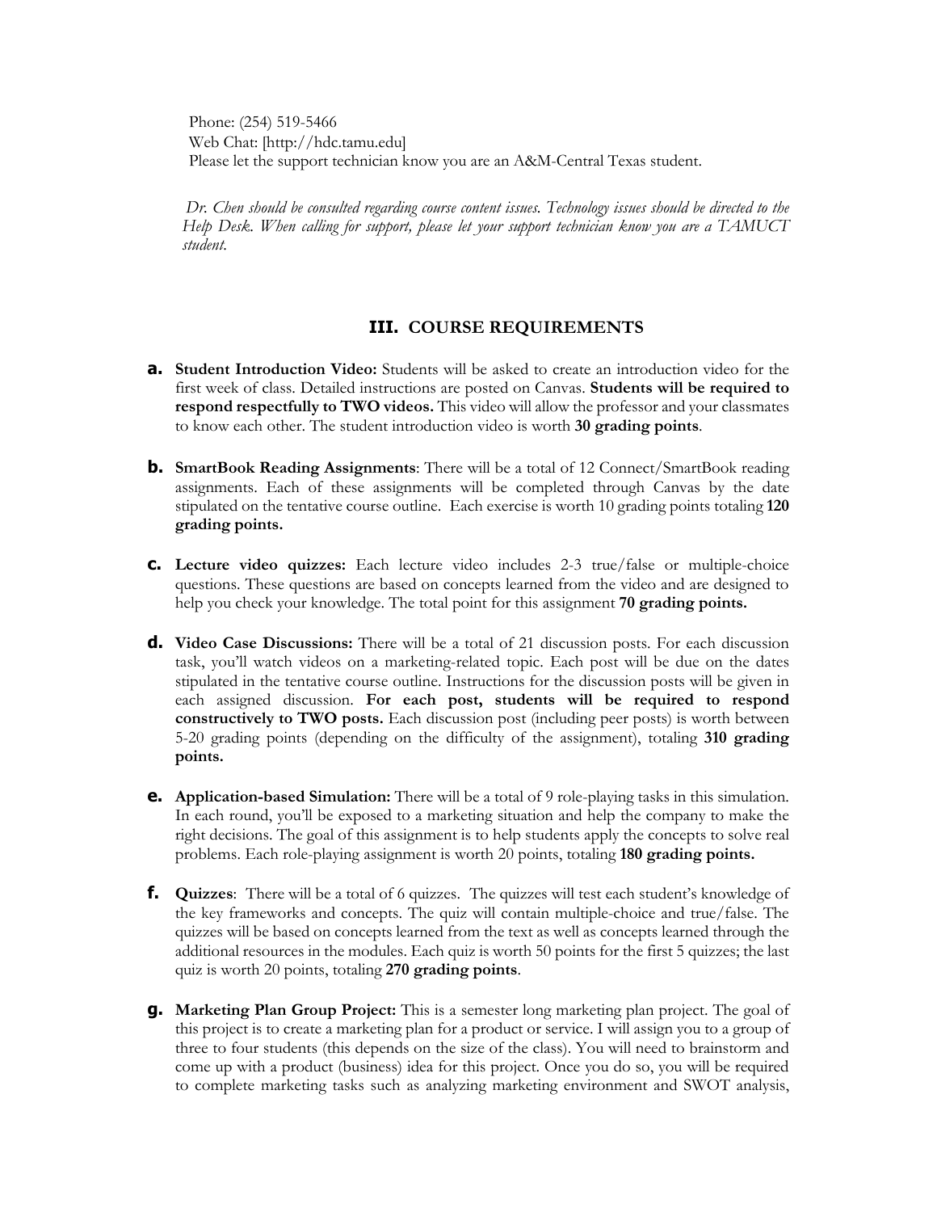Phone: (254) 519-5466
Web Chat: [http://hdc.tamu.edu]
Please let the support technician know you are an A&M-Central Texas student.

*Dr. Chen should be consulted regarding course content issues. Technology issues should be directed to the Help Desk. When calling for support, please let your support technician know you are a TAMUCT student.*

## III. COURSE REQUIREMENTS

**a.** **Student Introduction Video:** Students will be asked to create an introduction video for the first week of class. Detailed instructions are posted on Canvas. **Students will be required to respond respectfully to TWO videos.** This video will allow the professor and your classmates to know each other. The student introduction video is worth **30 grading points**.

**b.** **SmartBook Reading Assignments**: There will be a total of 12 Connect/SmartBook reading assignments. Each of these assignments will be completed through Canvas by the date stipulated on the tentative course outline. Each exercise is worth 10 grading points totaling **120 grading points.**

**c.** **Lecture video quizzes:** Each lecture video includes 2-3 true/false or multiple-choice questions. These questions are based on concepts learned from the video and are designed to help you check your knowledge. The total point for this assignment **70 grading points.**

**d.** **Video Case Discussions:** There will be a total of 21 discussion posts. For each discussion task, you'll watch videos on a marketing-related topic. Each post will be due on the dates stipulated in the tentative course outline. Instructions for the discussion posts will be given in each assigned discussion. **For each post, students will be required to respond constructively to TWO posts.** Each discussion post (including peer posts) is worth between 5-20 grading points (depending on the difficulty of the assignment), totaling **310 grading points.**

**e.** **Application-based Simulation:** There will be a total of 9 role-playing tasks in this simulation. In each round, you'll be exposed to a marketing situation and help the company to make the right decisions. The goal of this assignment is to help students apply the concepts to solve real problems. Each role-playing assignment is worth 20 points, totaling **180 grading points.**

**f.** **Quizzes**: There will be a total of 6 quizzes. The quizzes will test each student's knowledge of the key frameworks and concepts. The quiz will contain multiple-choice and true/false. The quizzes will be based on concepts learned from the text as well as concepts learned through the additional resources in the modules. Each quiz is worth 50 points for the first 5 quizzes; the last quiz is worth 20 points, totaling **270 grading points**.

**g.** **Marketing Plan Group Project:** This is a semester long marketing plan project. The goal of this project is to create a marketing plan for a product or service. I will assign you to a group of three to four students (this depends on the size of the class). You will need to brainstorm and come up with a product (business) idea for this project. Once you do so, you will be required to complete marketing tasks such as analyzing marketing environment and SWOT analysis,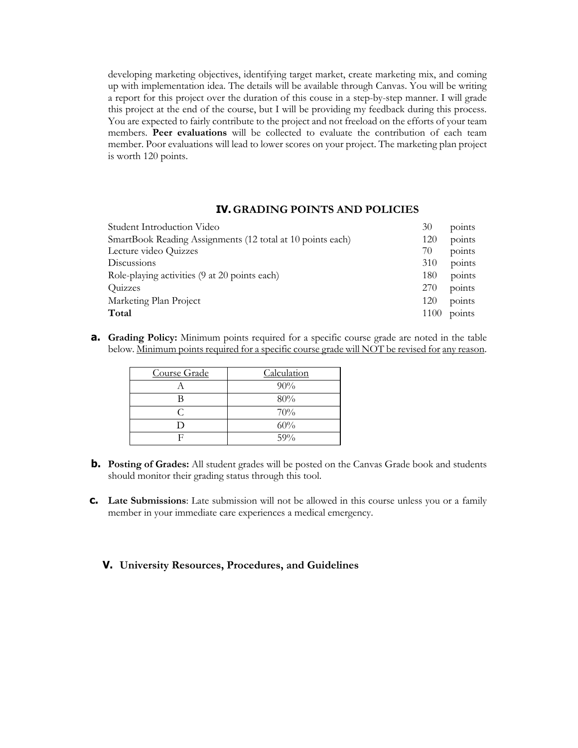developing marketing objectives, identifying target market, create marketing mix, and coming up with implementation idea. The details will be available through Canvas. You will be writing a report for this project over the duration of this couse in a step-by-step manner. I will grade this project at the end of the course, but I will be providing my feedback during this process. You are expected to fairly contribute to the project and not freeload on the efforts of your team members. **Peer evaluations** will be collected to evaluate the contribution of each team member. Poor evaluations will lead to lower scores on your project. The marketing plan project is worth 120 points.

## IV. GRADING POINTS AND POLICIES

| | | |
|---|---|---|
| Student Introduction Video | 30 | points |
| SmartBook Reading Assignments (12 total at 10 points each) | 120 | points |
| Lecture video Quizzes | 70 | points |
| Discussions | 310 | points |
| Role-playing activities (9 at 20 points each) | 180 | points |
| Quizzes | 270 | points |
| Marketing Plan Project | 120 | points |
| **Total** | 1100 | points |

**a. Grading Policy:** Minimum points required for a specific course grade are noted in the table below. Minimum points required for a specific course grade will NOT be revised for any reason.

| Course Grade | Calculation |
|---|---|
| A | 90% |
| B | 80% |
| C | 70% |
| D | 60% |
| F | 59% |

**b. Posting of Grades:** All student grades will be posted on the Canvas Grade book and students should monitor their grading status through this tool.

**c. Late Submissions**: Late submission will not be allowed in this course unless you or a family member in your immediate care experiences a medical emergency.

## V. University Resources, Procedures, and Guidelines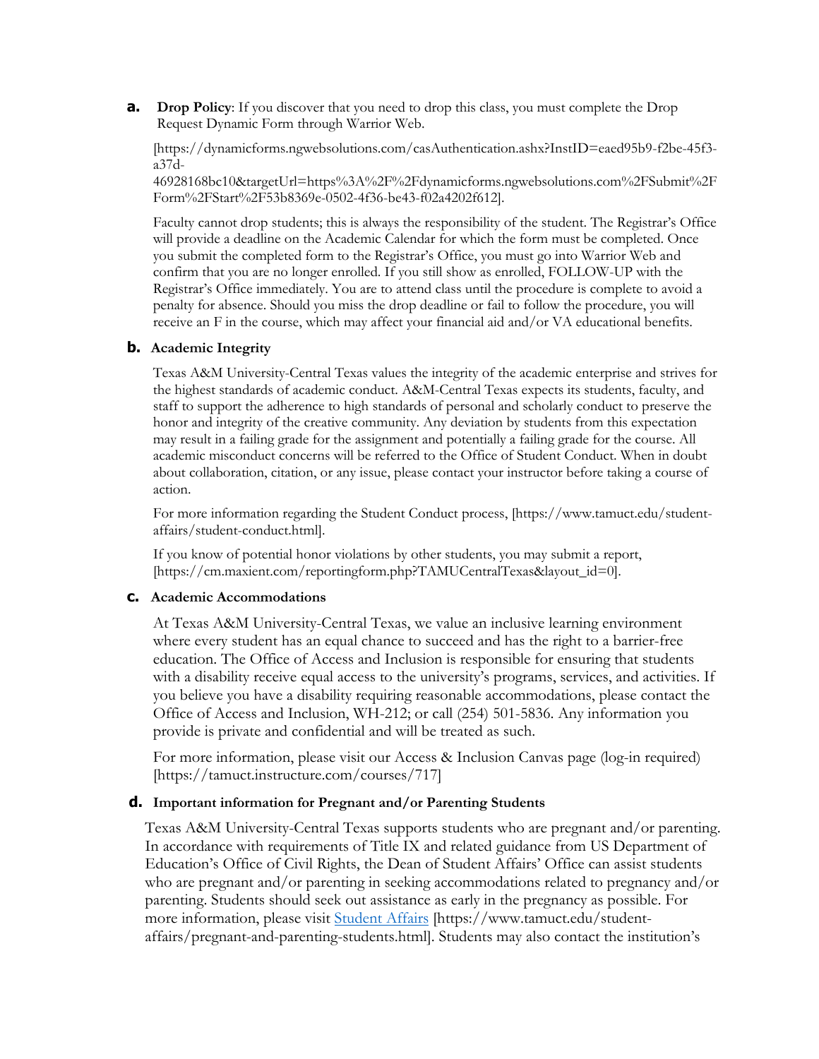**a. Drop Policy**: If you discover that you need to drop this class, you must complete the Drop Request Dynamic Form through Warrior Web.

[https://dynamicforms.ngwebsolutions.com/casAuthentication.ashx?InstID=eaed95b9-f2be-45f3-a37d-46928168bc10&targetUrl=https%3A%2F%2Fdynamicforms.ngwebsolutions.com%2FSubmit%2FForm%2FStart%2F53b8369e-0502-4f36-be43-f02a4202f612].

Faculty cannot drop students; this is always the responsibility of the student. The Registrar's Office will provide a deadline on the Academic Calendar for which the form must be completed. Once you submit the completed form to the Registrar's Office, you must go into Warrior Web and confirm that you are no longer enrolled. If you still show as enrolled, FOLLOW-UP with the Registrar's Office immediately. You are to attend class until the procedure is complete to avoid a penalty for absence. Should you miss the drop deadline or fail to follow the procedure, you will receive an F in the course, which may affect your financial aid and/or VA educational benefits.

**b. Academic Integrity**

Texas A&M University-Central Texas values the integrity of the academic enterprise and strives for the highest standards of academic conduct. A&M-Central Texas expects its students, faculty, and staff to support the adherence to high standards of personal and scholarly conduct to preserve the honor and integrity of the creative community. Any deviation by students from this expectation may result in a failing grade for the assignment and potentially a failing grade for the course. All academic misconduct concerns will be referred to the Office of Student Conduct. When in doubt about collaboration, citation, or any issue, please contact your instructor before taking a course of action.

For more information regarding the Student Conduct process, [https://www.tamuct.edu/student-affairs/student-conduct.html].

If you know of potential honor violations by other students, you may submit a report, [https://cm.maxient.com/reportingform.php?TAMUCentralTexas&layout_id=0].

**c. Academic Accommodations**

At Texas A&M University-Central Texas, we value an inclusive learning environment where every student has an equal chance to succeed and has the right to a barrier-free education. The Office of Access and Inclusion is responsible for ensuring that students with a disability receive equal access to the university's programs, services, and activities. If you believe you have a disability requiring reasonable accommodations, please contact the Office of Access and Inclusion, WH-212; or call (254) 501-5836. Any information you provide is private and confidential and will be treated as such.

For more information, please visit our Access & Inclusion Canvas page (log-in required) [https://tamuct.instructure.com/courses/717]

**d. Important information for Pregnant and/or Parenting Students**

Texas A&M University-Central Texas supports students who are pregnant and/or parenting. In accordance with requirements of Title IX and related guidance from US Department of Education's Office of Civil Rights, the Dean of Student Affairs' Office can assist students who are pregnant and/or parenting in seeking accommodations related to pregnancy and/or parenting. Students should seek out assistance as early in the pregnancy as possible. For more information, please visit Student Affairs [https://www.tamuct.edu/student-affairs/pregnant-and-parenting-students.html]. Students may also contact the institution's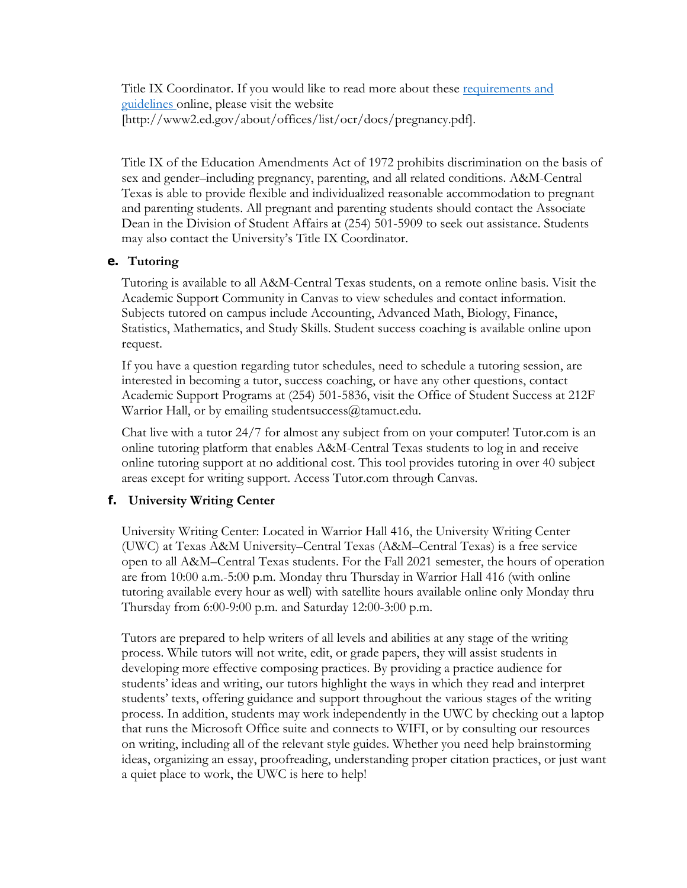Title IX Coordinator. If you would like to read more about these [requirements and guidelines ](http://www2.ed.gov/about/offices/list/ocr/docs/pregnancy.pdf)online, please visit the website [http://www2.ed.gov/about/offices/list/ocr/docs/pregnancy.pdf].

Title IX of the Education Amendments Act of 1972 prohibits discrimination on the basis of sex and gender–including pregnancy, parenting, and all related conditions. A&M-Central Texas is able to provide flexible and individualized reasonable accommodation to pregnant and parenting students. All pregnant and parenting students should contact the Associate Dean in the Division of Student Affairs at (254) 501-5909 to seek out assistance. Students may also contact the University's Title IX Coordinator.

### e. Tutoring

Tutoring is available to all A&M-Central Texas students, on a remote online basis. Visit the Academic Support Community in Canvas to view schedules and contact information. Subjects tutored on campus include Accounting, Advanced Math, Biology, Finance, Statistics, Mathematics, and Study Skills. Student success coaching is available online upon request.

If you have a question regarding tutor schedules, need to schedule a tutoring session, are interested in becoming a tutor, success coaching, or have any other questions, contact Academic Support Programs at (254) 501-5836, visit the Office of Student Success at 212F Warrior Hall, or by emailing studentsuccess@tamuct.edu.

Chat live with a tutor 24/7 for almost any subject from on your computer! Tutor.com is an online tutoring platform that enables A&M-Central Texas students to log in and receive online tutoring support at no additional cost. This tool provides tutoring in over 40 subject areas except for writing support. Access Tutor.com through Canvas.

### f. University Writing Center

University Writing Center: Located in Warrior Hall 416, the University Writing Center (UWC) at Texas A&M University–Central Texas (A&M–Central Texas) is a free service open to all A&M–Central Texas students. For the Fall 2021 semester, the hours of operation are from 10:00 a.m.-5:00 p.m. Monday thru Thursday in Warrior Hall 416 (with online tutoring available every hour as well) with satellite hours available online only Monday thru Thursday from 6:00-9:00 p.m. and Saturday 12:00-3:00 p.m.

Tutors are prepared to help writers of all levels and abilities at any stage of the writing process. While tutors will not write, edit, or grade papers, they will assist students in developing more effective composing practices. By providing a practice audience for students' ideas and writing, our tutors highlight the ways in which they read and interpret students' texts, offering guidance and support throughout the various stages of the writing process. In addition, students may work independently in the UWC by checking out a laptop that runs the Microsoft Office suite and connects to WIFI, or by consulting our resources on writing, including all of the relevant style guides. Whether you need help brainstorming ideas, organizing an essay, proofreading, understanding proper citation practices, or just want a quiet place to work, the UWC is here to help!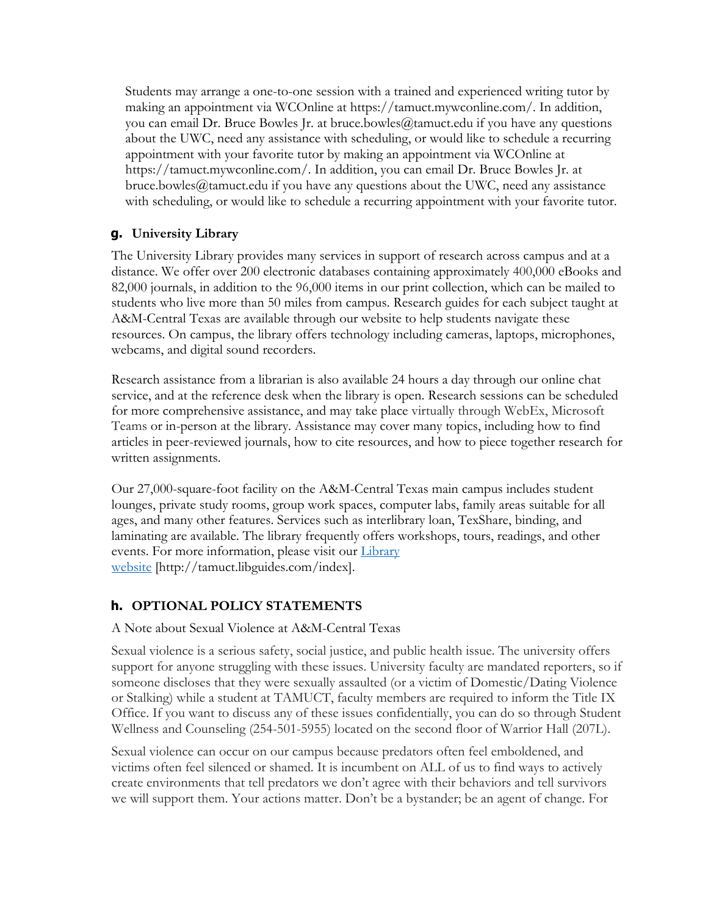Students may arrange a one-to-one session with a trained and experienced writing tutor by making an appointment via WCOnline at https://tamuct.mywconline.com/. In addition, you can email Dr. Bruce Bowles Jr. at bruce.bowles@tamuct.edu if you have any questions about the UWC, need any assistance with scheduling, or would like to schedule a recurring appointment with your favorite tutor by making an appointment via WCOnline at https://tamuct.mywconline.com/. In addition, you can email Dr. Bruce Bowles Jr. at bruce.bowles@tamuct.edu if you have any questions about the UWC, need any assistance with scheduling, or would like to schedule a recurring appointment with your favorite tutor.

### g. University Library

The University Library provides many services in support of research across campus and at a distance. We offer over 200 electronic databases containing approximately 400,000 eBooks and 82,000 journals, in addition to the 96,000 items in our print collection, which can be mailed to students who live more than 50 miles from campus. Research guides for each subject taught at A&M-Central Texas are available through our website to help students navigate these resources. On campus, the library offers technology including cameras, laptops, microphones, webcams, and digital sound recorders.

Research assistance from a librarian is also available 24 hours a day through our online chat service, and at the reference desk when the library is open. Research sessions can be scheduled for more comprehensive assistance, and may take place virtually through WebEx, Microsoft Teams or in-person at the library. Assistance may cover many topics, including how to find articles in peer-reviewed journals, how to cite resources, and how to piece together research for written assignments.

Our 27,000-square-foot facility on the A&M-Central Texas main campus includes student lounges, private study rooms, group work spaces, computer labs, family areas suitable for all ages, and many other features. Services such as interlibrary loan, TexShare, binding, and laminating are available. The library frequently offers workshops, tours, readings, and other events. For more information, please visit our Library website [http://tamuct.libguides.com/index].

### h. OPTIONAL POLICY STATEMENTS

A Note about Sexual Violence at A&M-Central Texas

Sexual violence is a serious safety, social justice, and public health issue. The university offers support for anyone struggling with these issues. University faculty are mandated reporters, so if someone discloses that they were sexually assaulted (or a victim of Domestic/Dating Violence or Stalking) while a student at TAMUCT, faculty members are required to inform the Title IX Office. If you want to discuss any of these issues confidentially, you can do so through Student Wellness and Counseling (254-501-5955) located on the second floor of Warrior Hall (207L).

Sexual violence can occur on our campus because predators often feel emboldened, and victims often feel silenced or shamed. It is incumbent on ALL of us to find ways to actively create environments that tell predators we don't agree with their behaviors and tell survivors we will support them. Your actions matter. Don't be a bystander; be an agent of change. For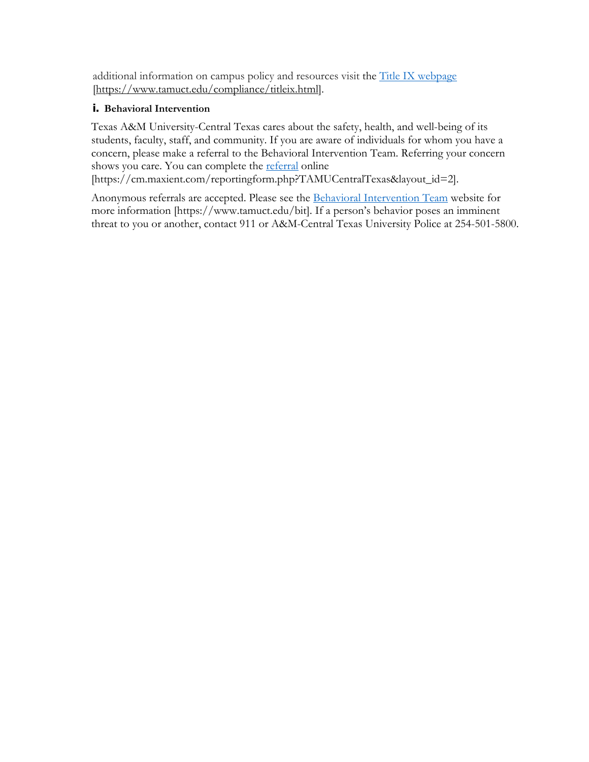additional information on campus policy and resources visit the [Title IX webpage](https://www.tamuct.edu/compliance/titleix.html) [https://www.tamuct.edu/compliance/titleix.html].

### i. Behavioral Intervention

Texas A&M University-Central Texas cares about the safety, health, and well-being of its students, faculty, staff, and community. If you are aware of individuals for whom you have a concern, please make a referral to the Behavioral Intervention Team. Referring your concern shows you care. You can complete the [referral](https://cm.maxient.com/reportingform.php?TAMUCentralTexas&layout_id=2) online [https://cm.maxient.com/reportingform.php?TAMUCentralTexas&layout_id=2].

Anonymous referrals are accepted. Please see the [Behavioral Intervention Team](https://www.tamuct.edu/bit) website for more information [https://www.tamuct.edu/bit]. If a person's behavior poses an imminent threat to you or another, contact 911 or A&M-Central Texas University Police at 254-501-5800.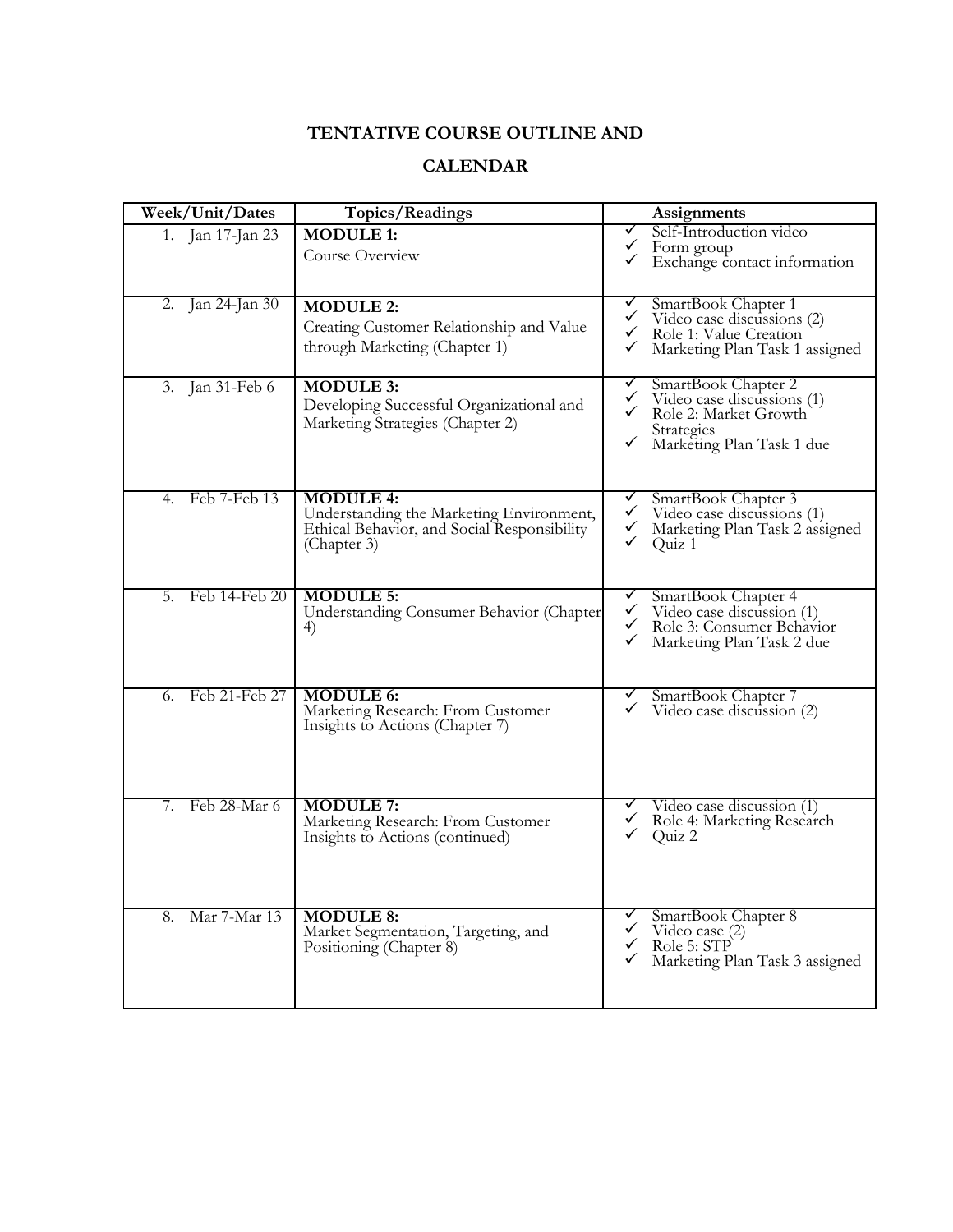## TENTATIVE COURSE OUTLINE AND CALENDAR

| Week/Unit/Dates | Topics/Readings | Assignments |
|---|---|---|
| 1. Jan 17-Jan 23 | **MODULE 1:**<br>Course Overview | ✓ Self-Introduction video<br>✓ Form group<br>✓ Exchange contact information |
| 2. Jan 24-Jan 30 | **MODULE 2:**<br>Creating Customer Relationship and Value through Marketing (Chapter 1) | ✓ SmartBook Chapter 1<br>✓ Video case discussions (2)<br>✓ Role 1: Value Creation<br>✓ Marketing Plan Task 1 assigned |
| 3. Jan 31-Feb 6 | **MODULE 3:**<br>Developing Successful Organizational and Marketing Strategies (Chapter 2) | ✓ SmartBook Chapter 2<br>✓ Video case discussions (1)<br>✓ Role 2: Market Growth Strategies<br>✓ Marketing Plan Task 1 due |
| 4. Feb 7-Feb 13 | **MODULE 4:**<br>Understanding the Marketing Environment, Ethical Behavior, and Social Responsibility (Chapter 3) | ✓ SmartBook Chapter 3<br>✓ Video case discussions (1)<br>✓ Marketing Plan Task 2 assigned<br>✓ Quiz 1 |
| 5. Feb 14-Feb 20 | **MODULE 5:**<br>Understanding Consumer Behavior (Chapter 4) | ✓ SmartBook Chapter 4<br>✓ Video case discussion (1)<br>✓ Role 3: Consumer Behavior<br>✓ Marketing Plan Task 2 due |
| 6. Feb 21-Feb 27 | **MODULE 6:**<br>Marketing Research: From Customer Insights to Actions (Chapter 7) | ✓ SmartBook Chapter 7<br>✓ Video case discussion (2) |
| 7. Feb 28-Mar 6 | **MODULE 7:**<br>Marketing Research: From Customer Insights to Actions (continued) | ✓ Video case discussion (1)<br>✓ Role 4: Marketing Research<br>✓ Quiz 2 |
| 8. Mar 7-Mar 13 | **MODULE 8:**<br>Market Segmentation, Targeting, and Positioning (Chapter 8) | ✓ SmartBook Chapter 8<br>✓ Video case (2)<br>✓ Role 5: STP<br>✓ Marketing Plan Task 3 assigned |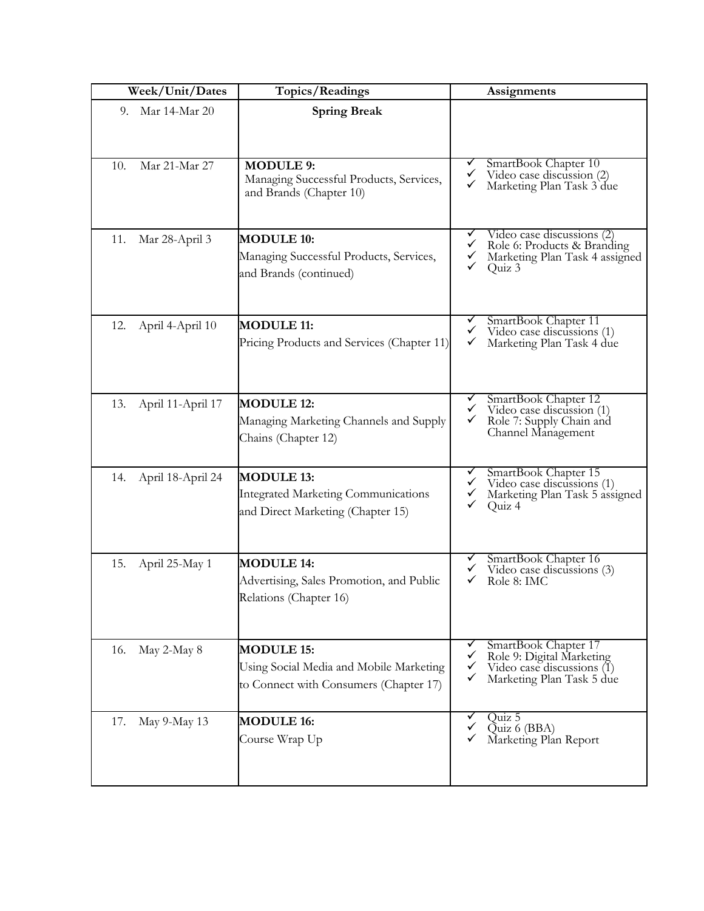| Week/Unit/Dates | Topics/Readings | Assignments |
|---|---|---|
| 9. Mar 14-Mar 20 | **Spring Break** | |
| 10. Mar 21-Mar 27 | **MODULE 9:** Managing Successful Products, Services, and Brands (Chapter 10) | ✓ SmartBook Chapter 10<br>✓ Video case discussion (2)<br>✓ Marketing Plan Task 3 due |
| 11. Mar 28-April 3 | **MODULE 10:** Managing Successful Products, Services, and Brands (continued) | ✓ Video case discussions (2)<br>✓ Role 6: Products & Branding<br>✓ Marketing Plan Task 4 assigned<br>✓ Quiz 3 |
| 12. April 4-April 10 | **MODULE 11:** Pricing Products and Services (Chapter 11) | ✓ SmartBook Chapter 11<br>✓ Video case discussions (1)<br>✓ Marketing Plan Task 4 due |
| 13. April 11-April 17 | **MODULE 12:** Managing Marketing Channels and Supply Chains (Chapter 12) | ✓ SmartBook Chapter 12<br>✓ Video case discussion (1)<br>✓ Role 7: Supply Chain and Channel Management |
| 14. April 18-April 24 | **MODULE 13:** Integrated Marketing Communications and Direct Marketing (Chapter 15) | ✓ SmartBook Chapter 15<br>✓ Video case discussions (1)<br>✓ Marketing Plan Task 5 assigned<br>✓ Quiz 4 |
| 15. April 25-May 1 | **MODULE 14:** Advertising, Sales Promotion, and Public Relations (Chapter 16) | ✓ SmartBook Chapter 16<br>✓ Video case discussions (3)<br>✓ Role 8: IMC |
| 16. May 2-May 8 | **MODULE 15:** Using Social Media and Mobile Marketing to Connect with Consumers (Chapter 17) | ✓ SmartBook Chapter 17<br>✓ Role 9: Digital Marketing<br>✓ Video case discussions (1)<br>✓ Marketing Plan Task 5 due |
| 17. May 9-May 13 | **MODULE 16:** Course Wrap Up | ✓ Quiz 5<br>✓ Quiz 6 (BBA)<br>✓ Marketing Plan Report |